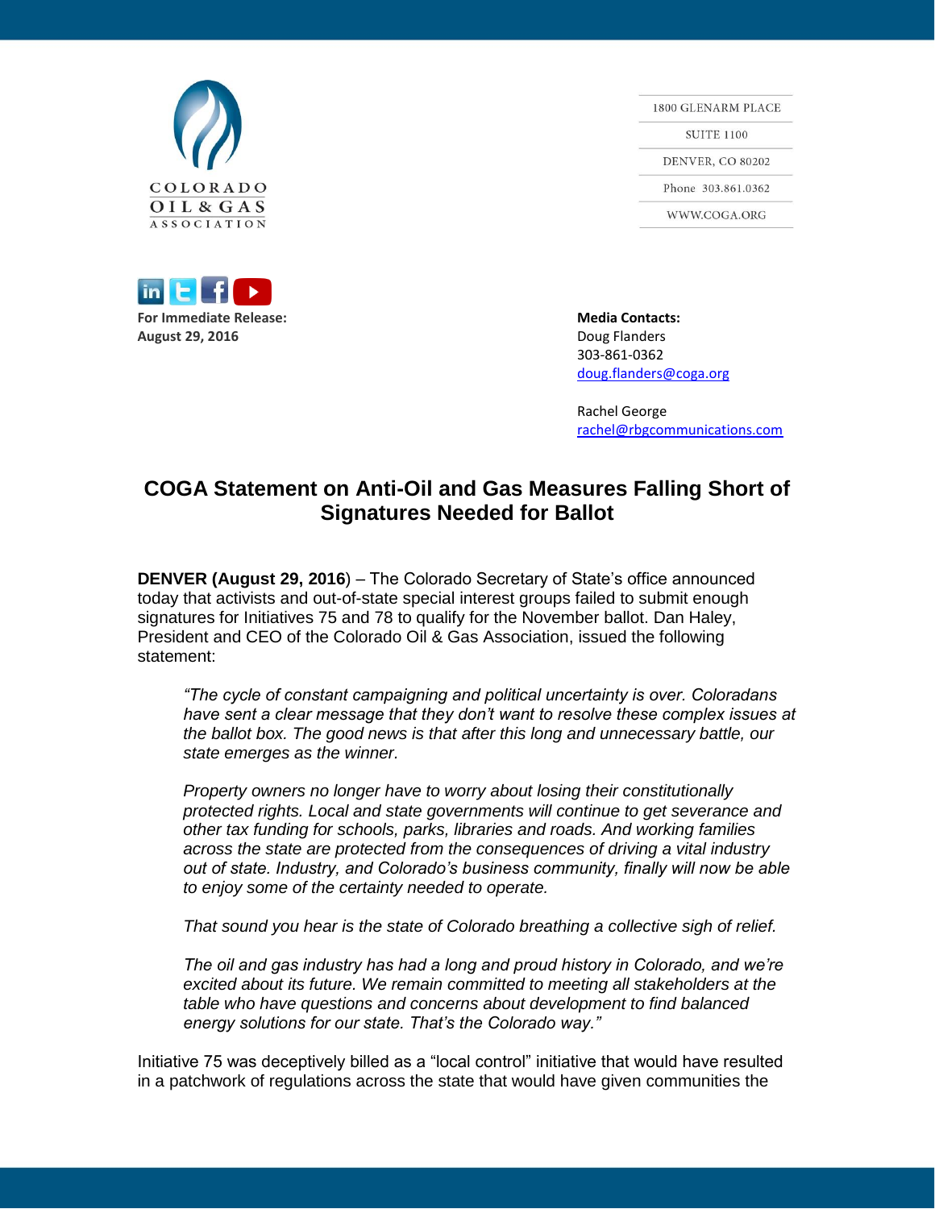COLORADO OIL & GAS ASSOCIATION

1800 GLENARM PLACE
SUITE 1100
DENVER, CO 80202
Phone 303.861.0362
WWW.COGA.ORG

**For Immediate Release:**
**August 29, 2016**

**Media Contacts:**
Doug Flanders
303-861-0362
doug.flanders@coga.org

Rachel George
rachel@rbgcommunications.com

# COGA Statement on Anti-Oil and Gas Measures Falling Short of Signatures Needed for Ballot

**DENVER (August 29, 2016**) – The Colorado Secretary of State's office announced today that activists and out-of-state special interest groups failed to submit enough signatures for Initiatives 75 and 78 to qualify for the November ballot. Dan Haley, President and CEO of the Colorado Oil & Gas Association, issued the following statement:

> *"The cycle of constant campaigning and political uncertainty is over. Coloradans have sent a clear message that they don't want to resolve these complex issues at the ballot box. The good news is that after this long and unnecessary battle, our state emerges as the winner.*
>
> *Property owners no longer have to worry about losing their constitutionally protected rights. Local and state governments will continue to get severance and other tax funding for schools, parks, libraries and roads. And working families across the state are protected from the consequences of driving a vital industry out of state. Industry, and Colorado's business community, finally will now be able to enjoy some of the certainty needed to operate.*
>
> *That sound you hear is the state of Colorado breathing a collective sigh of relief.*
>
> *The oil and gas industry has had a long and proud history in Colorado, and we're excited about its future. We remain committed to meeting all stakeholders at the table who have questions and concerns about development to find balanced energy solutions for our state. That's the Colorado way."*

Initiative 75 was deceptively billed as a "local control" initiative that would have resulted in a patchwork of regulations across the state that would have given communities the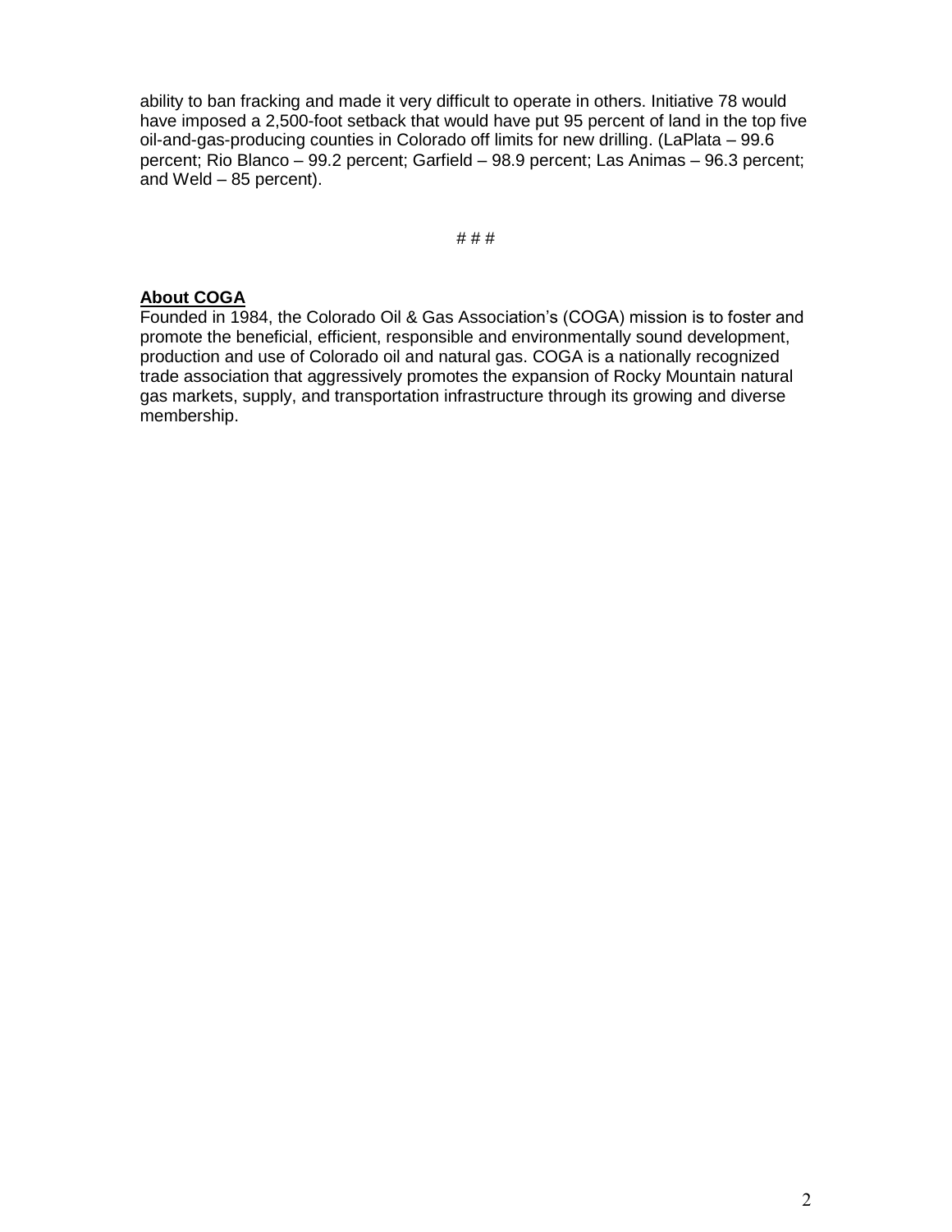ability to ban fracking and made it very difficult to operate in others. Initiative 78 would have imposed a 2,500-foot setback that would have put 95 percent of land in the top five oil-and-gas-producing counties in Colorado off limits for new drilling. (LaPlata – 99.6 percent; Rio Blanco – 99.2 percent; Garfield – 98.9 percent; Las Animas – 96.3 percent; and Weld – 85 percent).

# # #

**About COGA**

Founded in 1984, the Colorado Oil & Gas Association's (COGA) mission is to foster and promote the beneficial, efficient, responsible and environmentally sound development, production and use of Colorado oil and natural gas. COGA is a nationally recognized trade association that aggressively promotes the expansion of Rocky Mountain natural gas markets, supply, and transportation infrastructure through its growing and diverse membership.